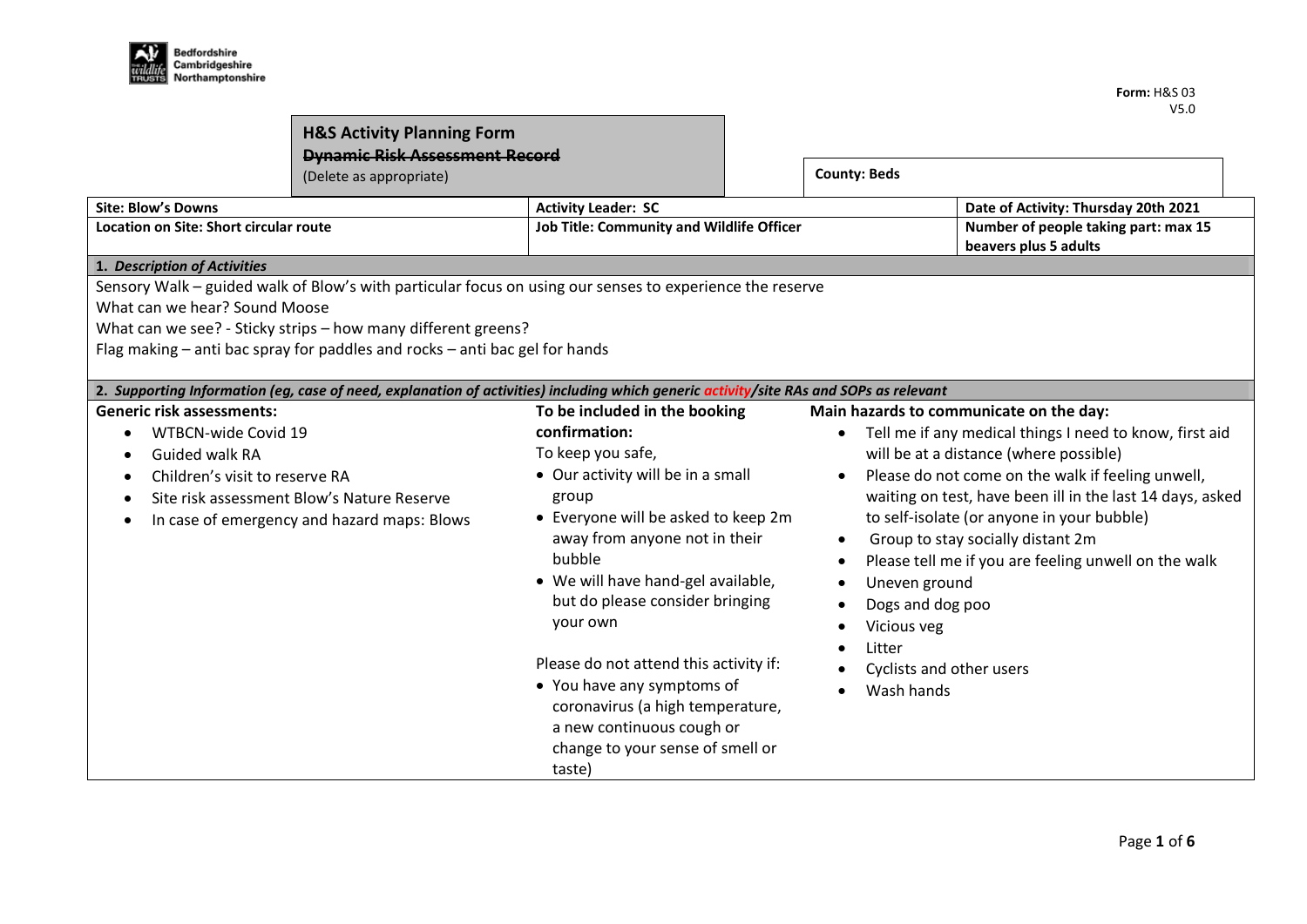Bedfordshire Cambridgeshire Northamptonshire

**Form:** H&S 03
V5.0

**H&S Activity Planning Form**
~~**Dynamic Risk Assessment Record**~~
(Delete as appropriate)

**County: Beds**

| **Site: Blow's Downs** | **Activity Leader: SC** | **Date of Activity: Thursday 20th 2021** |
|---|---|---|
| **Location on Site: Short circular route** | **Job Title: Community and Wildlife Officer** | **Number of people taking part: max 15 beavers plus 5 adults** |

**1. *Description of Activities***

Sensory Walk – guided walk of Blow's with particular focus on using our senses to experience the reserve
What can we hear? Sound Moose
What can we see? - Sticky strips – how many different greens?
Flag making – anti bac spray for paddles and rocks – anti bac gel for hands

**2. *Supporting Information (eg, case of need, explanation of activities) including which generic activity/site RAs and SOPs as relevant***

**Generic risk assessments:**

- WTBCN-wide Covid 19
- Guided walk RA
- Children's visit to reserve RA
- Site risk assessment Blow's Nature Reserve
- In case of emergency and hazard maps: Blows

**To be included in the booking confirmation:**

To keep you safe,

- Our activity will be in a small group
- Everyone will be asked to keep 2m away from anyone not in their bubble
- We will have hand-gel available, but do please consider bringing your own

Please do not attend this activity if:

- You have any symptoms of coronavirus (a high temperature, a new continuous cough or change to your sense of smell or taste)

**Main hazards to communicate on the day:**

- Tell me if any medical things I need to know, first aid will be at a distance (where possible)
- Please do not come on the walk if feeling unwell, waiting on test, have been ill in the last 14 days, asked to self-isolate (or anyone in your bubble)
- Group to stay socially distant 2m
- Please tell me if you are feeling unwell on the walk
- Uneven ground
- Dogs and dog poo
- Vicious veg
- Litter
- Cyclists and other users
- Wash hands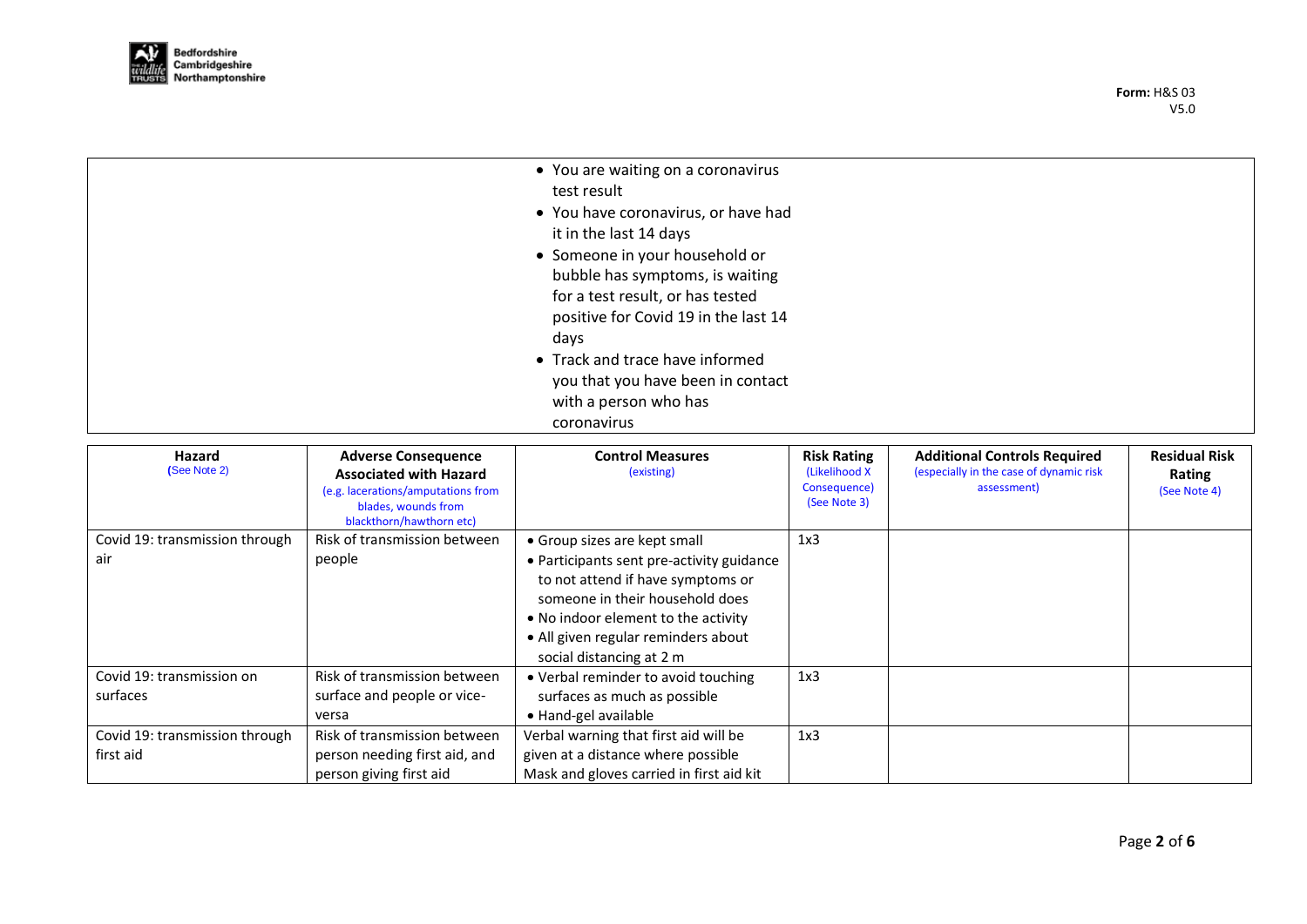- You are waiting on a coronavirus test result
- You have coronavirus, or have had it in the last 14 days
- Someone in your household or bubble has symptoms, is waiting for a test result, or has tested positive for Covid 19 in the last 14 days
- Track and trace have informed you that you have been in contact with a person who has coronavirus

| Hazard (See Note 2) | Adverse Consequence Associated with Hazard (e.g. lacerations/amputations from blades, wounds from blackthorn/hawthorn etc) | Control Measures (existing) | Risk Rating (Likelihood X Consequence) (See Note 3) | Additional Controls Required (especially in the case of dynamic risk assessment) | Residual Risk Rating (See Note 4) |
|---|---|---|---|---|---|
| Covid 19: transmission through air | Risk of transmission between people | • Group sizes are kept small<br>• Participants sent pre-activity guidance to not attend if have symptoms or someone in their household does<br>• No indoor element to the activity<br>• All given regular reminders about social distancing at 2 m | 1x3 | | |
| Covid 19: transmission on surfaces | Risk of transmission between surface and people or vice-versa | • Verbal reminder to avoid touching surfaces as much as possible<br>• Hand-gel available | 1x3 | | |
| Covid 19: transmission through first aid | Risk of transmission between person needing first aid, and person giving first aid | Verbal warning that first aid will be given at a distance where possible<br>Mask and gloves carried in first aid kit | 1x3 | | |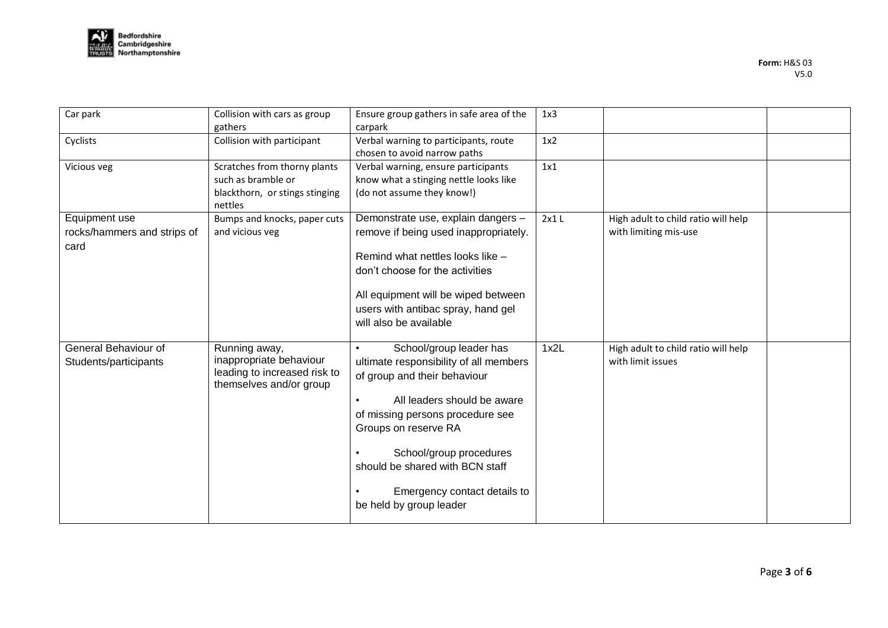| Car park | Collision with cars as group gathers | Ensure group gathers in safe area of the carpark | 1x3 | | |
|---|---|---|---|---|---|
| Cyclists | Collision with participant | Verbal warning to participants, route chosen to avoid narrow paths | 1x2 | | |
| Vicious veg | Scratches from thorny plants such as bramble or blackthorn, or stings stinging nettles | Verbal warning, ensure participants know what a stinging nettle looks like (do not assume they know!) | 1x1 | | |
| Equipment use rocks/hammers and strips of card | Bumps and knocks, paper cuts and vicious veg | Demonstrate use, explain dangers – remove if being used inappropriately.<br><br>Remind what nettles looks like – don't choose for the activities<br><br>All equipment will be wiped between users with antibac spray, hand gel will also be available | 2x1 L | High adult to child ratio will help with limiting mis-use | |
| General Behaviour of Students/participants | Running away, inappropriate behaviour leading to increased risk to themselves and/or group | • School/group leader has ultimate responsibility of all members of group and their behaviour<br><br>• All leaders should be aware of missing persons procedure see Groups on reserve RA<br><br>• School/group procedures should be shared with BCN staff<br><br>• Emergency contact details to be held by group leader | 1x2L | High adult to child ratio will help with limit issues | |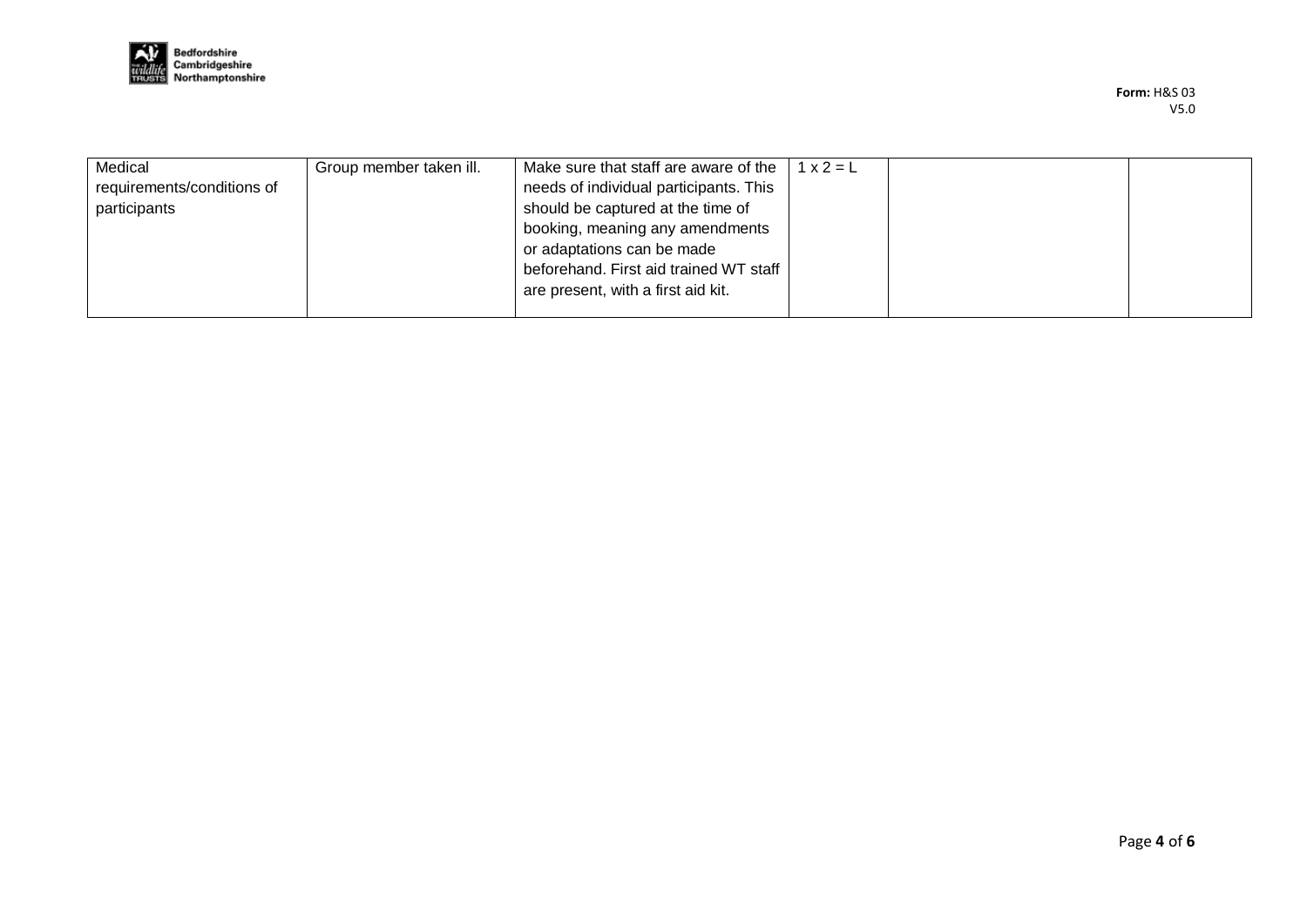| | | | | | |
|---|---|---|---|---|---|
| Medical requirements/conditions of participants | Group member taken ill. | Make sure that staff are aware of the needs of individual participants. This should be captured at the time of booking, meaning any amendments or adaptations can be made beforehand. First aid trained WT staff are present, with a first aid kit. | 1 x 2 = L | | |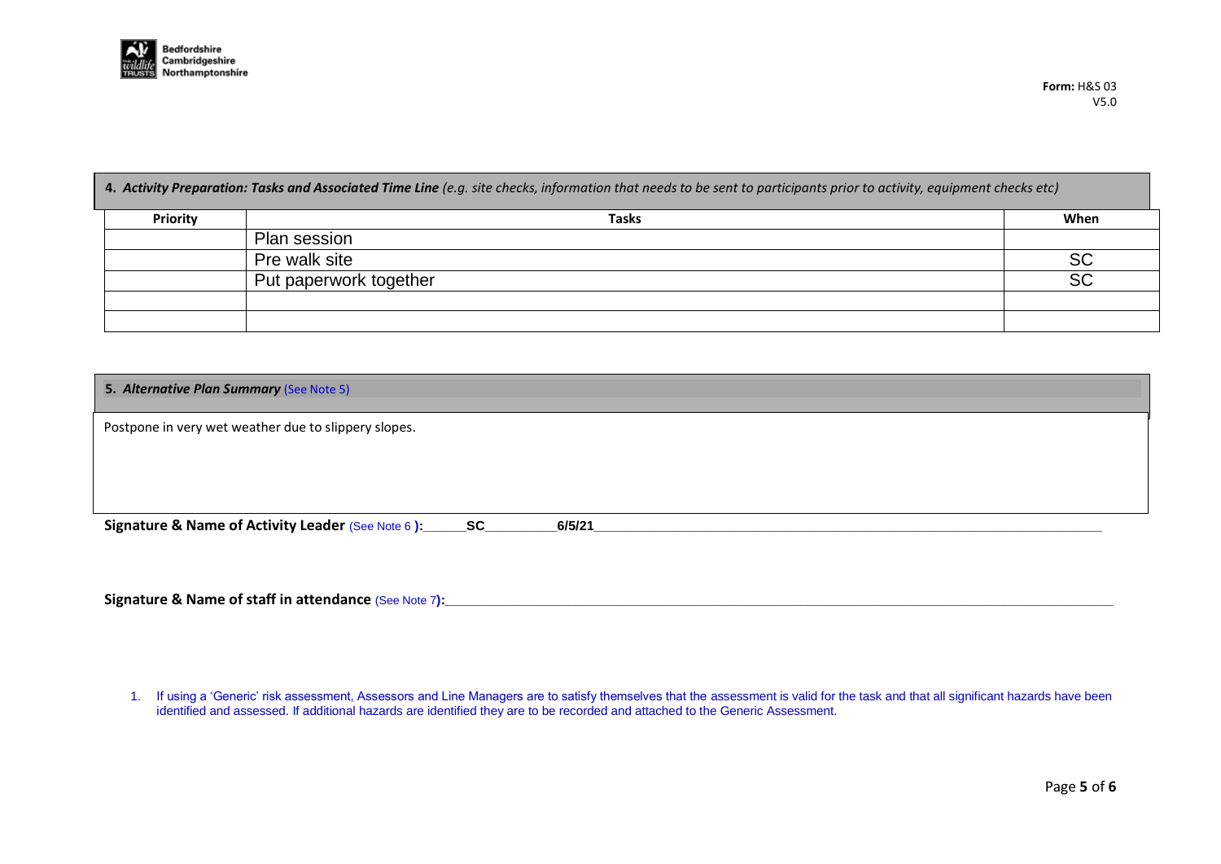Form: H&S 03
V5.0

**4. *Activity Preparation: Tasks and Associated Time Line*** *(e.g. site checks, information that needs to be sent to participants prior to activity, equipment checks etc)*

| Priority | Tasks | When |
|---|---|---|
| | Plan session | |
| | Pre walk site | SC |
| | Put paperwork together | SC |
| | | |
| | | |

**5. *Alternative Plan Summary*** (See Note 5)

Postpone in very wet weather due to slippery slopes.

**Signature & Name of Activity Leader** (See Note 6 **):**______**SC**__________**6/5/21**________________________________________

**Signature & Name of staff in attendance** (See Note 7**):**________________________________________________

1. If using a 'Generic' risk assessment, Assessors and Line Managers are to satisfy themselves that the assessment is valid for the task and that all significant hazards have been identified and assessed. If additional hazards are identified they are to be recorded and attached to the Generic Assessment.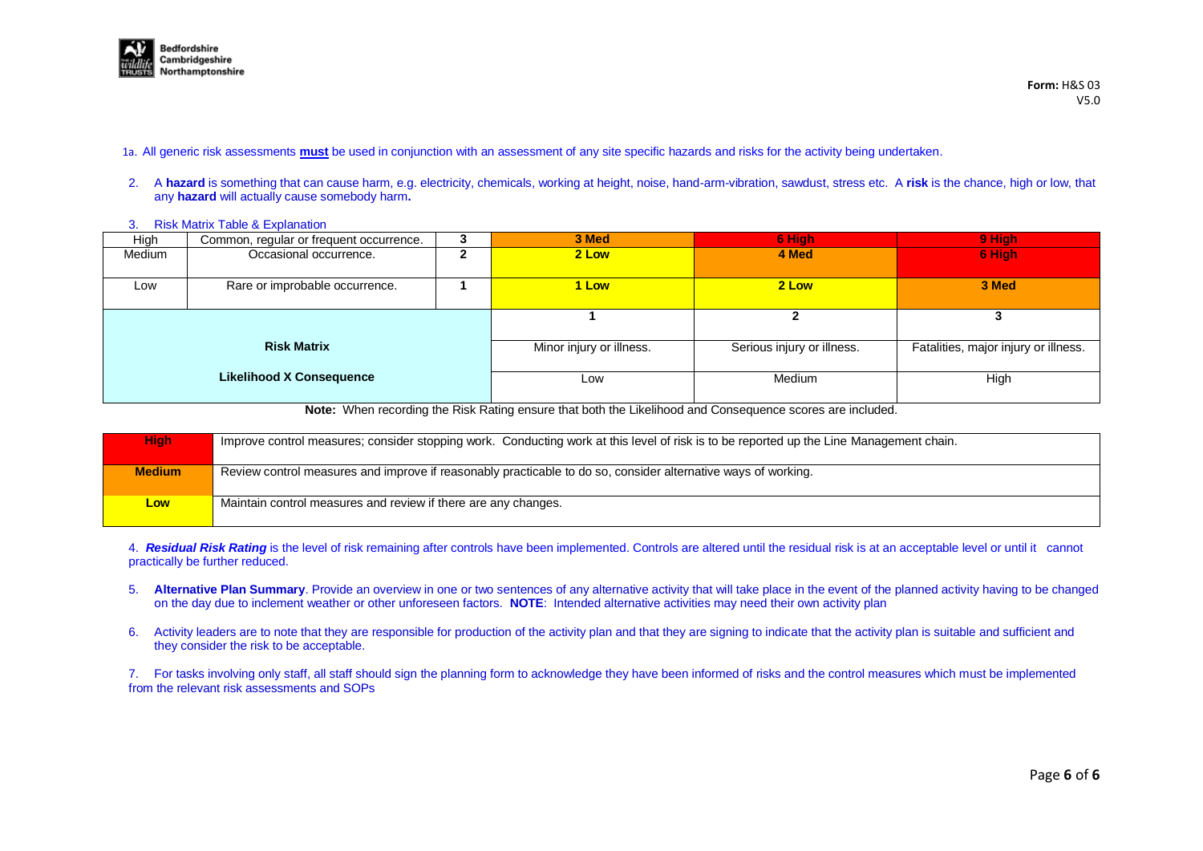Bedfordshire Cambridgeshire Northamptonshire

**Form:** H&S 03
V5.0

1a. All generic risk assessments **must** be used in conjunction with an assessment of any site specific hazards and risks for the activity being undertaken.

2. A **hazard** is something that can cause harm, e.g. electricity, chemicals, working at height, noise, hand-arm-vibration, sawdust, stress etc. A **risk** is the chance, high or low, that any **hazard** will actually cause somebody harm**.**

3. Risk Matrix Table & Explanation

| | | | | | |
|---|---|---|---|---|---|
| High | Common, regular or frequent occurrence. | 3 | **3 Med** | **6 High** | **9 High** |
| Medium | Occasional occurrence. | 2 | **2 Low** | **4 Med** | **6 High** |
| Low | Rare or improbable occurrence. | 1 | **1 Low** | **2 Low** | **3 Med** |
| **Risk Matrix** | | | **1** | **2** | **3** |
| | | | Minor injury or illness. | Serious injury or illness. | Fatalities, major injury or illness. |
| **Likelihood X Consequence** | | | Low | Medium | High |

**Note:** When recording the Risk Rating ensure that both the Likelihood and Consequence scores are included.

| | |
|---|---|
| **High** | Improve control measures; consider stopping work. Conducting work at this level of risk is to be reported up the Line Management chain. |
| **Medium** | Review control measures and improve if reasonably practicable to do so, consider alternative ways of working. |
| **Low** | Maintain control measures and review if there are any changes. |

4. ***Residual Risk Rating*** is the level of risk remaining after controls have been implemented. Controls are altered until the residual risk is at an acceptable level or until it cannot practically be further reduced.

5. **Alternative Plan Summary**. Provide an overview in one or two sentences of any alternative activity that will take place in the event of the planned activity having to be changed on the day due to inclement weather or other unforeseen factors. **NOTE**: Intended alternative activities may need their own activity plan

6. Activity leaders are to note that they are responsible for production of the activity plan and that they are signing to indicate that the activity plan is suitable and sufficient and they consider the risk to be acceptable.

7. For tasks involving only staff, all staff should sign the planning form to acknowledge they have been informed of risks and the control measures which must be implemented from the relevant risk assessments and SOPs